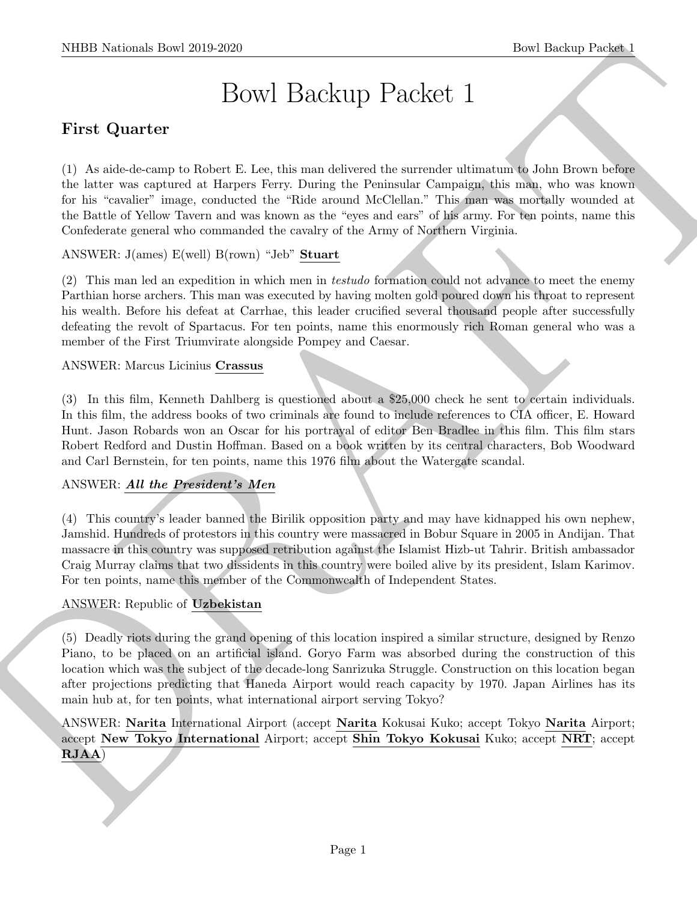# Bowl Backup Packet 1

## First Quarter

(1) As aide-de-camp to Robert E. Lee, this man delivered the surrender ultimatum to John Brown before the latter was captured at Harpers Ferry. During the Peninsular Campaign, this man, who was known for his "cavalier" image, conducted the "Ride around McClellan." This man was mortally wounded at the Battle of Yellow Tavern and was known as the "eyes and ears" of his army. For ten points, name this Confederate general who commanded the cavalry of the Army of Northern Virginia.

ANSWER: J(ames) E(well) B(rown) "Jeb" **Stuart**

(2) This man led an expedition in which men in *testudo* formation could not advance to meet the enemy Parthian horse archers. This man was executed by having molten gold poured down his throat to represent his wealth. Before his defeat at Carrhae, this leader crucified several thousand people after successfully defeating the revolt of Spartacus. For ten points, name this enormously rich Roman general who was a member of the First Triumvirate alongside Pompey and Caesar.

ANSWER: Marcus Licinius **Crassus**

(3) In this film, Kenneth Dahlberg is questioned about a $25,000 check he sent to certain individuals. In this film, the address books of two criminals are found to include references to CIA officer, E. Howard Hunt. Jason Robards won an Oscar for his portrayal of editor Ben Bradlee in this film. This film stars Robert Redford and Dustin Hoffman. Based on a book written by its central characters, Bob Woodward and Carl Bernstein, for ten points, name this 1976 film about the Watergate scandal.

ANSWER: ***All the President's Men***

(4) This country's leader banned the Birilik opposition party and may have kidnapped his own nephew, Jamshid. Hundreds of protestors in this country were massacred in Bobur Square in 2005 in Andijan. That massacre in this country was supposed retribution against the Islamist Hizb-ut Tahrir. British ambassador Craig Murray claims that two dissidents in this country were boiled alive by its president, Islam Karimov. For ten points, name this member of the Commonwealth of Independent States.

ANSWER: Republic of **Uzbekistan**

(5) Deadly riots during the grand opening of this location inspired a similar structure, designed by Renzo Piano, to be placed on an artificial island. Goryo Farm was absorbed during the construction of this location which was the subject of the decade-long Sanrizuka Struggle. Construction on this location began after projections predicting that Haneda Airport would reach capacity by 1970. Japan Airlines has its main hub at, for ten points, what international airport serving Tokyo?

ANSWER: **Narita** International Airport (accept **Narita** Kokusai Kuko; accept Tokyo **Narita** Airport; accept **New Tokyo International** Airport; accept **Shin Tokyo Kokusai** Kuko; accept **NRT**; accept **RJAA**)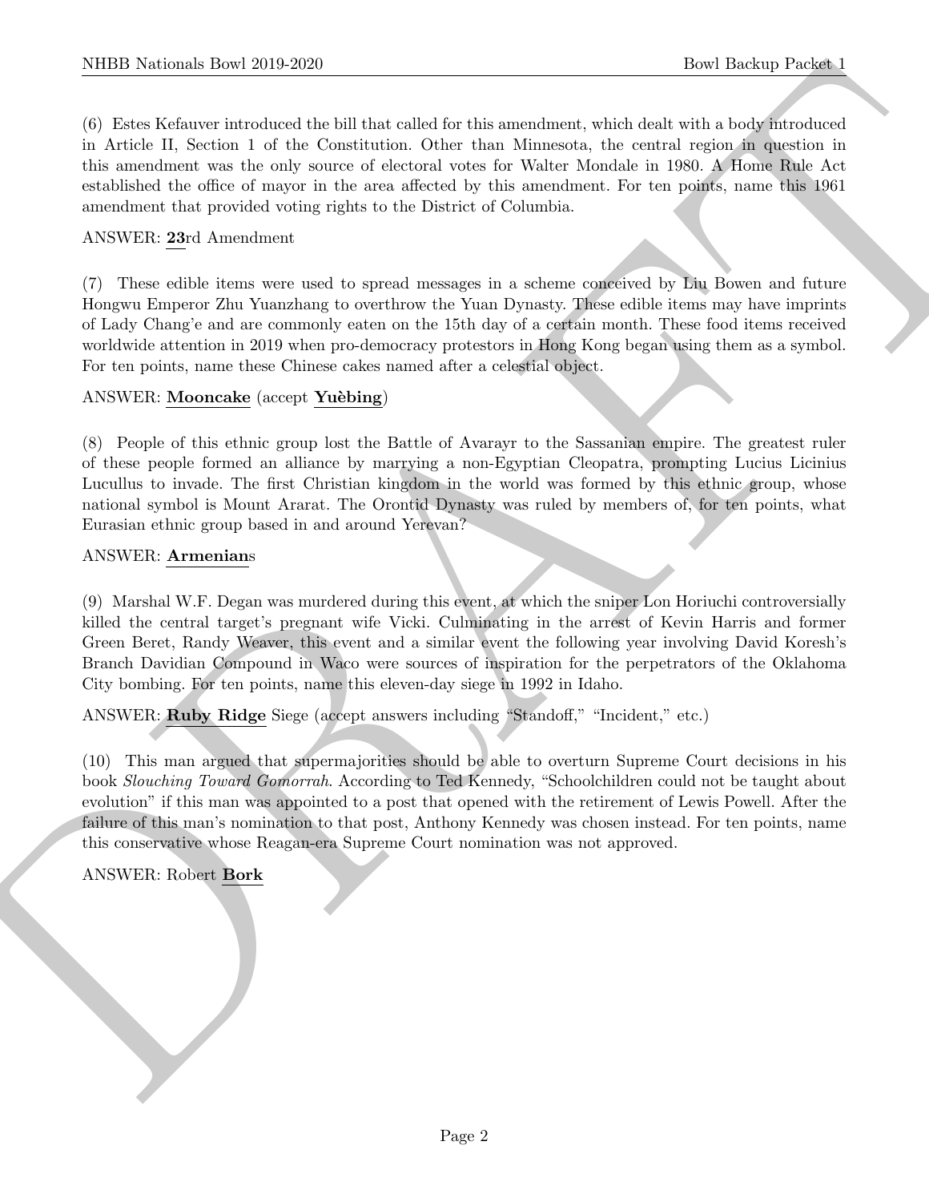(6) Estes Kefauver introduced the bill that called for this amendment, which dealt with a body introduced in Article II, Section 1 of the Constitution. Other than Minnesota, the central region in question in this amendment was the only source of electoral votes for Walter Mondale in 1980. A Home Rule Act established the office of mayor in the area affected by this amendment. For ten points, name this 1961 amendment that provided voting rights to the District of Columbia.

ANSWER: **23**rd Amendment

(7) These edible items were used to spread messages in a scheme conceived by Liu Bowen and future Hongwu Emperor Zhu Yuanzhang to overthrow the Yuan Dynasty. These edible items may have imprints of Lady Chang'e and are commonly eaten on the 15th day of a certain month. These food items received worldwide attention in 2019 when pro-democracy protestors in Hong Kong began using them as a symbol. For ten points, name these Chinese cakes named after a celestial object.

ANSWER: **Mooncake** (accept **Yuèbing**)

(8) People of this ethnic group lost the Battle of Avarayr to the Sassanian empire. The greatest ruler of these people formed an alliance by marrying a non-Egyptian Cleopatra, prompting Lucius Licinius Lucullus to invade. The first Christian kingdom in the world was formed by this ethnic group, whose national symbol is Mount Ararat. The Orontid Dynasty was ruled by members of, for ten points, what Eurasian ethnic group based in and around Yerevan?

ANSWER: **Armenian**s

(9) Marshal W.F. Degan was murdered during this event, at which the sniper Lon Horiuchi controversially killed the central target's pregnant wife Vicki. Culminating in the arrest of Kevin Harris and former Green Beret, Randy Weaver, this event and a similar event the following year involving David Koresh's Branch Davidian Compound in Waco were sources of inspiration for the perpetrators of the Oklahoma City bombing. For ten points, name this eleven-day siege in 1992 in Idaho.

ANSWER: **Ruby Ridge** Siege (accept answers including "Standoff," "Incident," etc.)

(10) This man argued that supermajorities should be able to overturn Supreme Court decisions in his book *Slouching Toward Gomorrah*. According to Ted Kennedy, "Schoolchildren could not be taught about evolution" if this man was appointed to a post that opened with the retirement of Lewis Powell. After the failure of this man's nomination to that post, Anthony Kennedy was chosen instead. For ten points, name this conservative whose Reagan-era Supreme Court nomination was not approved.

ANSWER: Robert **Bork**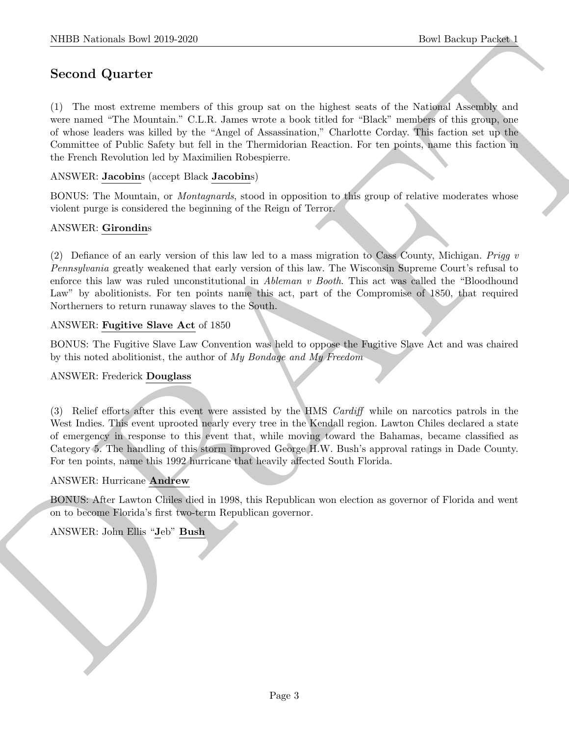## Second Quarter

(1) The most extreme members of this group sat on the highest seats of the National Assembly and were named "The Mountain." C.L.R. James wrote a book titled for "Black" members of this group, one of whose leaders was killed by the "Angel of Assassination," Charlotte Corday. This faction set up the Committee of Public Safety but fell in the Thermidorian Reaction. For ten points, name this faction in the French Revolution led by Maximilien Robespierre.

ANSWER: **Jacobin**s (accept Black **Jacobin**s)

BONUS: The Mountain, or *Montagnards*, stood in opposition to this group of relative moderates whose violent purge is considered the beginning of the Reign of Terror.

ANSWER: **Girondin**s

(2) Defiance of an early version of this law led to a mass migration to Cass County, Michigan. *Prigg v Pennsylvania* greatly weakened that early version of this law. The Wisconsin Supreme Court's refusal to enforce this law was ruled unconstitutional in *Ableman v Booth*. This act was called the "Bloodhound Law" by abolitionists. For ten points name this act, part of the Compromise of 1850, that required Northerners to return runaway slaves to the South.

ANSWER: **Fugitive Slave Act** of 1850

BONUS: The Fugitive Slave Law Convention was held to oppose the Fugitive Slave Act and was chaired by this noted abolitionist, the author of *My Bondage and My Freedom*

ANSWER: Frederick **Douglass**

(3) Relief efforts after this event were assisted by the HMS *Cardiff* while on narcotics patrols in the West Indies. This event uprooted nearly every tree in the Kendall region. Lawton Chiles declared a state of emergency in response to this event that, while moving toward the Bahamas, became classified as Category 5. The handling of this storm improved George H.W. Bush's approval ratings in Dade County. For ten points, name this 1992 hurricane that heavily affected South Florida.

ANSWER: Hurricane **Andrew**

BONUS: After Lawton Chiles died in 1998, this Republican won election as governor of Florida and went on to become Florida's first two-term Republican governor.

ANSWER: John Ellis "**J**eb" **Bush**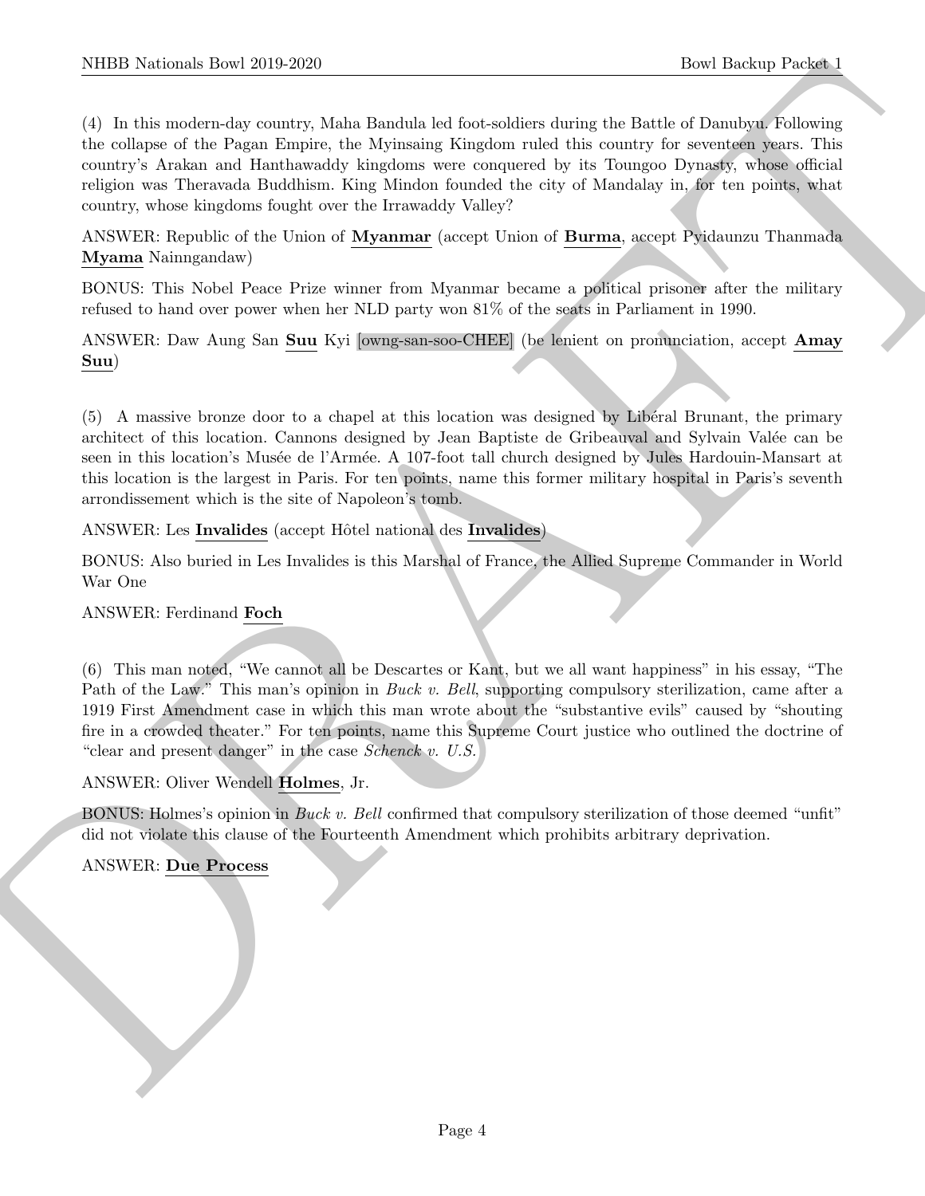(4) In this modern-day country, Maha Bandula led foot-soldiers during the Battle of Danubyu. Following the collapse of the Pagan Empire, the Myinsaing Kingdom ruled this country for seventeen years. This country's Arakan and Hanthawaddy kingdoms were conquered by its Toungoo Dynasty, whose official religion was Theravada Buddhism. King Mindon founded the city of Mandalay in, for ten points, what country, whose kingdoms fought over the Irrawaddy Valley?

ANSWER: Republic of the Union of **Myanmar** (accept Union of **Burma**, accept Pyidaunzu Thanmada **Myama** Nainngandaw)

BONUS: This Nobel Peace Prize winner from Myanmar became a political prisoner after the military refused to hand over power when her NLD party won 81% of the seats in Parliament in 1990.

ANSWER: Daw Aung San **Suu** Kyi [owng-san-soo-CHEE] (be lenient on pronunciation, accept **Amay Suu**)

(5) A massive bronze door to a chapel at this location was designed by Libéral Brunant, the primary architect of this location. Cannons designed by Jean Baptiste de Gribeauval and Sylvain Valée can be seen in this location's Musée de l'Armée. A 107-foot tall church designed by Jules Hardouin-Mansart at this location is the largest in Paris. For ten points, name this former military hospital in Paris's seventh arrondissement which is the site of Napoleon's tomb.

ANSWER: Les **Invalides** (accept Hôtel national des **Invalides**)

BONUS: Also buried in Les Invalides is this Marshal of France, the Allied Supreme Commander in World War One

ANSWER: Ferdinand **Foch**

(6) This man noted, "We cannot all be Descartes or Kant, but we all want happiness" in his essay, "The Path of the Law." This man's opinion in *Buck v. Bell*, supporting compulsory sterilization, came after a 1919 First Amendment case in which this man wrote about the "substantive evils" caused by "shouting fire in a crowded theater." For ten points, name this Supreme Court justice who outlined the doctrine of "clear and present danger" in the case *Schenck v. U.S.*

ANSWER: Oliver Wendell **Holmes**, Jr.

BONUS: Holmes's opinion in *Buck v. Bell* confirmed that compulsory sterilization of those deemed "unfit" did not violate this clause of the Fourteenth Amendment which prohibits arbitrary deprivation.

ANSWER: **Due Process**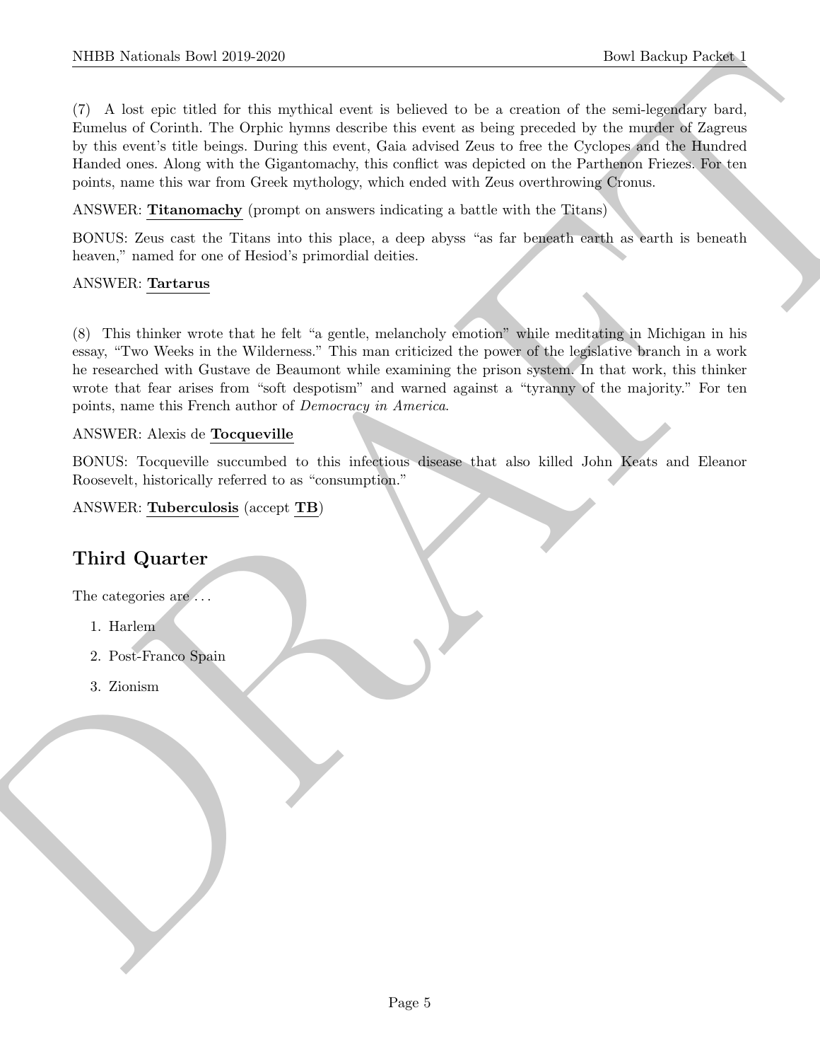(7) A lost epic titled for this mythical event is believed to be a creation of the semi-legendary bard, Eumelus of Corinth. The Orphic hymns describe this event as being preceded by the murder of Zagreus by this event's title beings. During this event, Gaia advised Zeus to free the Cyclopes and the Hundred Handed ones. Along with the Gigantomachy, this conflict was depicted on the Parthenon Friezes. For ten points, name this war from Greek mythology, which ended with Zeus overthrowing Cronus.

ANSWER: **Titanomachy** (prompt on answers indicating a battle with the Titans)

BONUS: Zeus cast the Titans into this place, a deep abyss "as far beneath earth as earth is beneath heaven," named for one of Hesiod's primordial deities.

ANSWER: **Tartarus**

(8) This thinker wrote that he felt "a gentle, melancholy emotion" while meditating in Michigan in his essay, "Two Weeks in the Wilderness." This man criticized the power of the legislative branch in a work he researched with Gustave de Beaumont while examining the prison system. In that work, this thinker wrote that fear arises from "soft despotism" and warned against a "tyranny of the majority." For ten points, name this French author of *Democracy in America*.

ANSWER: Alexis de **Tocqueville**

BONUS: Tocqueville succumbed to this infectious disease that also killed John Keats and Eleanor Roosevelt, historically referred to as "consumption."

ANSWER: **Tuberculosis** (accept **TB**)

## Third Quarter

The categories are . . .

1. Harlem
2. Post-Franco Spain
3. Zionism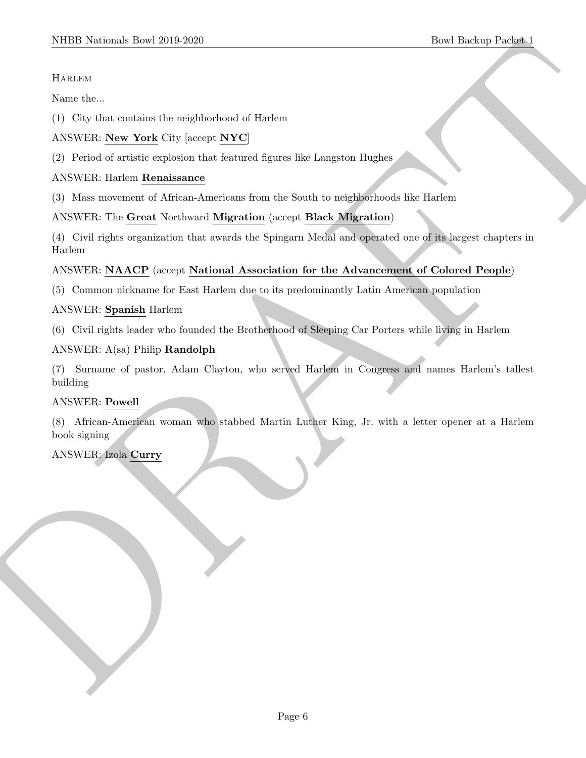Harlem

Name the...

(1) City that contains the neighborhood of Harlem

ANSWER: **New York** City [accept **NYC**]

(2) Period of artistic explosion that featured figures like Langston Hughes

ANSWER: Harlem **Renaissance**

(3) Mass movement of African-Americans from the South to neighborhoods like Harlem

ANSWER: The **Great** Northward **Migration** (accept **Black Migration**)

(4) Civil rights organization that awards the Spingarn Medal and operated one of its largest chapters in Harlem

ANSWER: **NAACP** (accept **National Association for the Advancement of Colored People**)

(5) Common nickname for East Harlem due to its predominantly Latin American population

ANSWER: **Spanish** Harlem

(6) Civil rights leader who founded the Brotherhood of Sleeping Car Porters while living in Harlem

ANSWER: A(sa) Philip **Randolph**

(7) Surname of pastor, Adam Clayton, who served Harlem in Congress and names Harlem's tallest building

ANSWER: **Powell**

(8) African-American woman who stabbed Martin Luther King, Jr. with a letter opener at a Harlem book signing

ANSWER: Izola **Curry**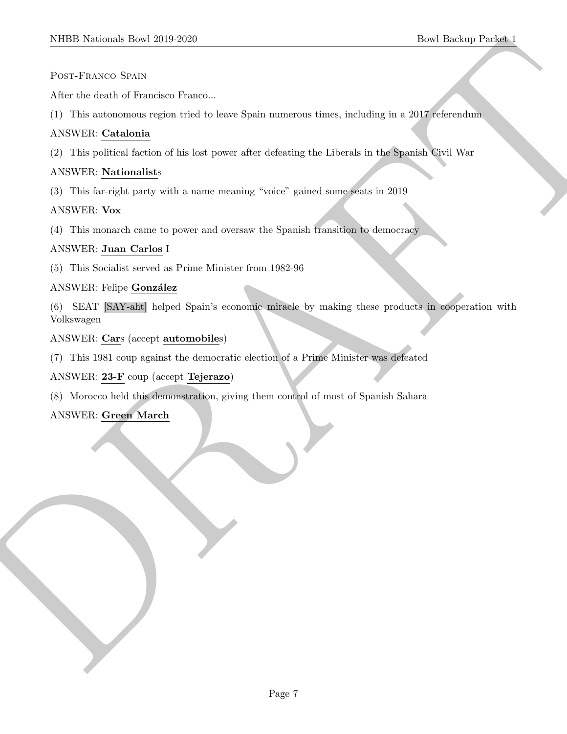## Post-Franco Spain

After the death of Francisco Franco...

(1) This autonomous region tried to leave Spain numerous times, including in a 2017 referendum

ANSWER: **Catalonia**

(2) This political faction of his lost power after defeating the Liberals in the Spanish Civil War

ANSWER: **Nationalist**s

(3) This far-right party with a name meaning "voice" gained some seats in 2019

ANSWER: **Vox**

(4) This monarch came to power and oversaw the Spanish transition to democracy

ANSWER: **Juan Carlos** I

(5) This Socialist served as Prime Minister from 1982-96

ANSWER: Felipe **González**

(6) SEAT [SAY-aht] helped Spain's economic miracle by making these products in cooperation with Volkswagen

ANSWER: **Car**s (accept **automobile**s)

(7) This 1981 coup against the democratic election of a Prime Minister was defeated

ANSWER: **23-F** coup (accept **Tejerazo**)

(8) Morocco held this demonstration, giving them control of most of Spanish Sahara

ANSWER: **Green March**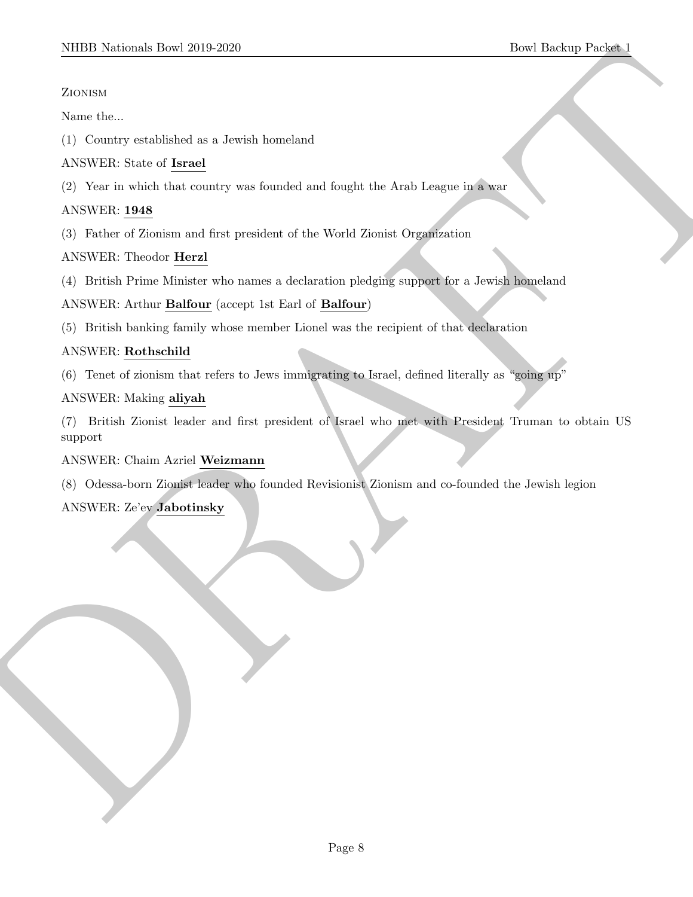Zionism

Name the...

(1) Country established as a Jewish homeland

ANSWER: State of **Israel**

(2) Year in which that country was founded and fought the Arab League in a war

ANSWER: **1948**

(3) Father of Zionism and first president of the World Zionist Organization

ANSWER: Theodor **Herzl**

(4) British Prime Minister who names a declaration pledging support for a Jewish homeland

ANSWER: Arthur **Balfour** (accept 1st Earl of **Balfour**)

(5) British banking family whose member Lionel was the recipient of that declaration

ANSWER: **Rothschild**

(6) Tenet of zionism that refers to Jews immigrating to Israel, defined literally as "going up"

ANSWER: Making **aliyah**

(7) British Zionist leader and first president of Israel who met with President Truman to obtain US support

ANSWER: Chaim Azriel **Weizmann**

(8) Odessa-born Zionist leader who founded Revisionist Zionism and co-founded the Jewish legion

ANSWER: Ze'ev **Jabotinsky**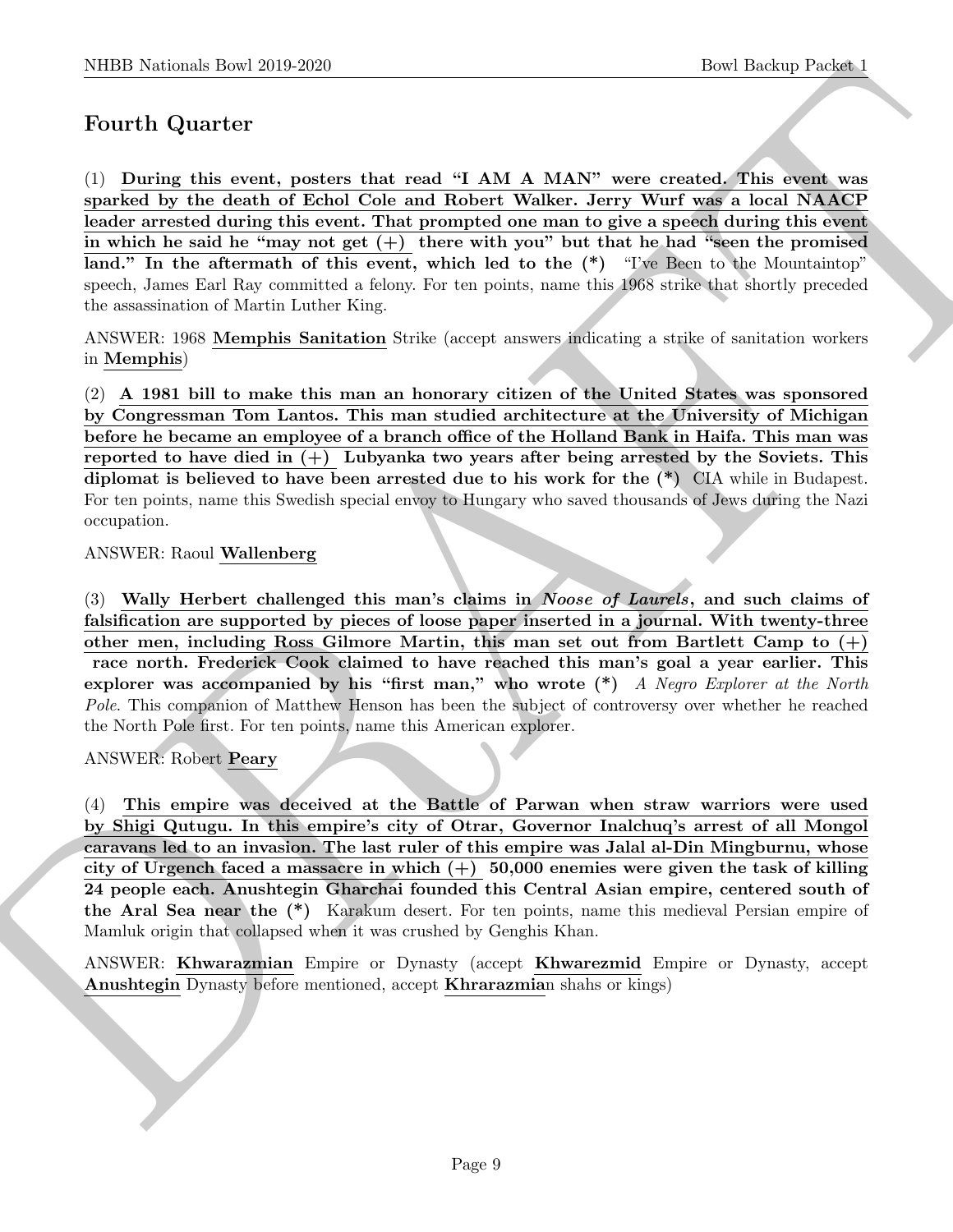## Fourth Quarter

(1) **During this event, posters that read "I AM A MAN" were created. This event was sparked by the death of Echol Cole and Robert Walker. Jerry Wurf was a local NAACP leader arrested during this event. That prompted one man to give a speech during this event in which he said he "may not get (+) there with you" but that he had "seen the promised land." In the aftermath of this event, which led to the (*)** "I've Been to the Mountaintop" speech, James Earl Ray committed a felony. For ten points, name this 1968 strike that shortly preceded the assassination of Martin Luther King.

ANSWER: 1968 **Memphis Sanitation** Strike (accept answers indicating a strike of sanitation workers in **Memphis**)

(2) **A 1981 bill to make this man an honorary citizen of the United States was sponsored by Congressman Tom Lantos. This man studied architecture at the University of Michigan before he became an employee of a branch office of the Holland Bank in Haifa. This man was reported to have died in (+) Lubyanka two years after being arrested by the Soviets. This diplomat is believed to have been arrested due to his work for the (*)** CIA while in Budapest. For ten points, name this Swedish special envoy to Hungary who saved thousands of Jews during the Nazi occupation.

ANSWER: Raoul **Wallenberg**

(3) **Wally Herbert challenged this man's claims in *Noose of Laurels*, and such claims of falsification are supported by pieces of loose paper inserted in a journal. With twenty-three other men, including Ross Gilmore Martin, this man set out from Bartlett Camp to (+) race north. Frederick Cook claimed to have reached this man's goal a year earlier. This explorer was accompanied by his "first man," who wrote (*)** *A Negro Explorer at the North Pole*. This companion of Matthew Henson has been the subject of controversy over whether he reached the North Pole first. For ten points, name this American explorer.

ANSWER: Robert **Peary**

(4) **This empire was deceived at the Battle of Parwan when straw warriors were used by Shigi Qutugu. In this empire's city of Otrar, Governor Inalchuq's arrest of all Mongol caravans led to an invasion. The last ruler of this empire was Jalal al-Din Mingburnu, whose city of Urgench faced a massacre in which (+) 50,000 enemies were given the task of killing 24 people each. Anushtegin Gharchai founded this Central Asian empire, centered south of the Aral Sea near the (*)** Karakum desert. For ten points, name this medieval Persian empire of Mamluk origin that collapsed when it was crushed by Genghis Khan.

ANSWER: **Khwarazmian** Empire or Dynasty (accept **Khwarezmid** Empire or Dynasty, accept **Anushtegin** Dynasty before mentioned, accept **Khrarazmia**n shahs or kings)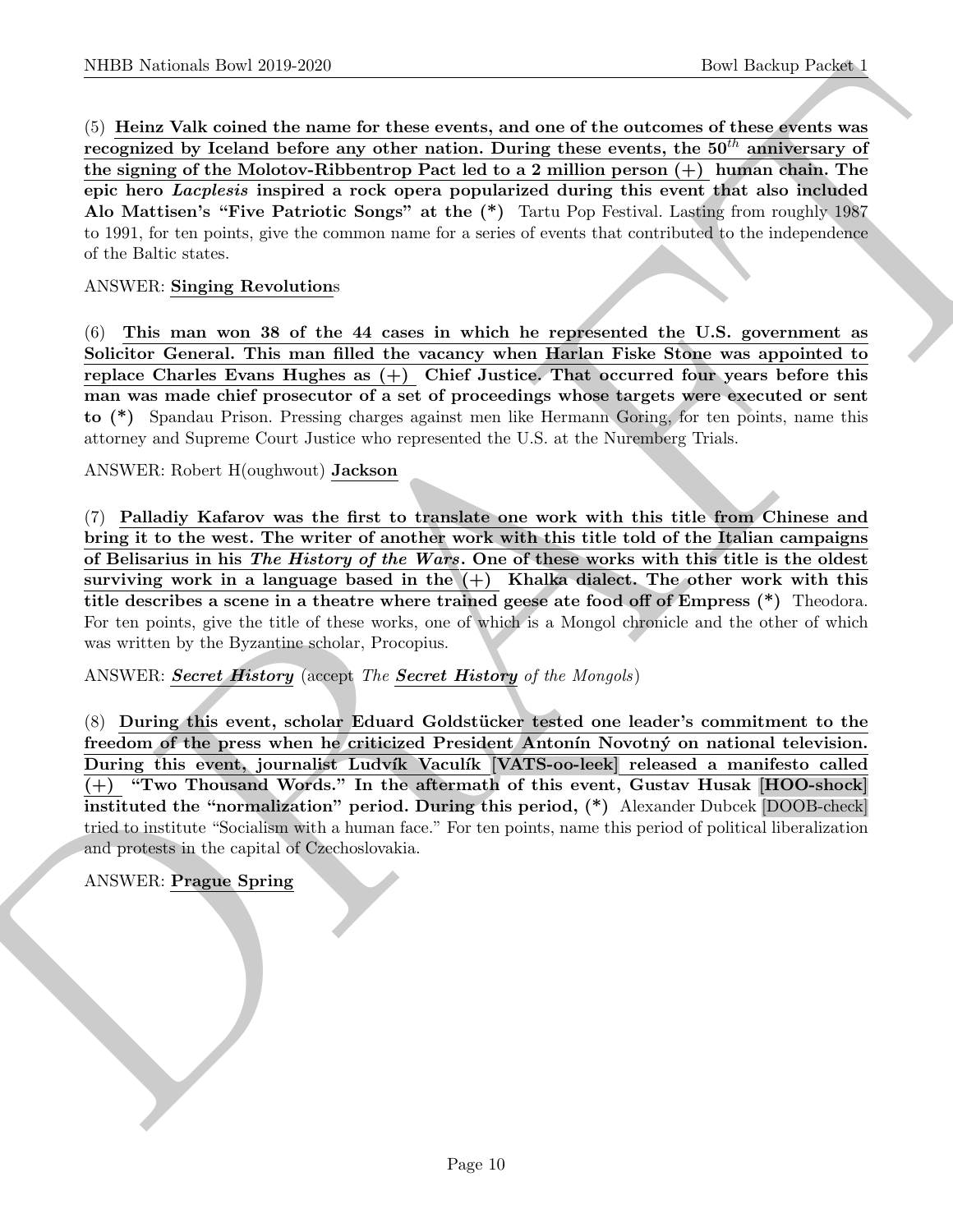(5) **Heinz Valk coined the name for these events, and one of the outcomes of these events was recognized by Iceland before any other nation. During these events, the 50$^{th}$ anniversary of the signing of the Molotov-Ribbentrop Pact led to a 2 million person (+) human chain. The epic hero *Lacplesis* inspired a rock opera popularized during this event that also included Alo Mattisen's "Five Patriotic Songs" at the (*)** Tartu Pop Festival. Lasting from roughly 1987 to 1991, for ten points, give the common name for a series of events that contributed to the independence of the Baltic states.

ANSWER: **Singing Revolution**s

(6) **This man won 38 of the 44 cases in which he represented the U.S. government as Solicitor General. This man filled the vacancy when Harlan Fiske Stone was appointed to replace Charles Evans Hughes as (+) Chief Justice. That occurred four years before this man was made chief prosecutor of a set of proceedings whose targets were executed or sent to (*)** Spandau Prison. Pressing charges against men like Hermann Goring, for ten points, name this attorney and Supreme Court Justice who represented the U.S. at the Nuremberg Trials.

ANSWER: Robert H(oughwout) **Jackson**

(7) **Palladiy Kafarov was the first to translate one work with this title from Chinese and bring it to the west. The writer of another work with this title told of the Italian campaigns of Belisarius in his *The History of the Wars*. One of these works with this title is the oldest surviving work in a language based in the (+) Khalka dialect. The other work with this title describes a scene in a theatre where trained geese ate food off of Empress (*)** Theodora. For ten points, give the title of these works, one of which is a Mongol chronicle and the other of which was written by the Byzantine scholar, Procopius.

ANSWER: ***Secret History*** (accept *The* ***Secret History*** *of the Mongols*)

(8) **During this event, scholar Eduard Goldstücker tested one leader's commitment to the freedom of the press when he criticized President Antonín Novotný on national television. During this event, journalist Ludvík Vaculík [VATS-oo-leek] released a manifesto called (+) "Two Thousand Words." In the aftermath of this event, Gustav Husak [HOO-shock] instituted the "normalization" period. During this period, (*)** Alexander Dubcek [DOOB-check] tried to institute "Socialism with a human face." For ten points, name this period of political liberalization and protests in the capital of Czechoslovakia.

ANSWER: **Prague Spring**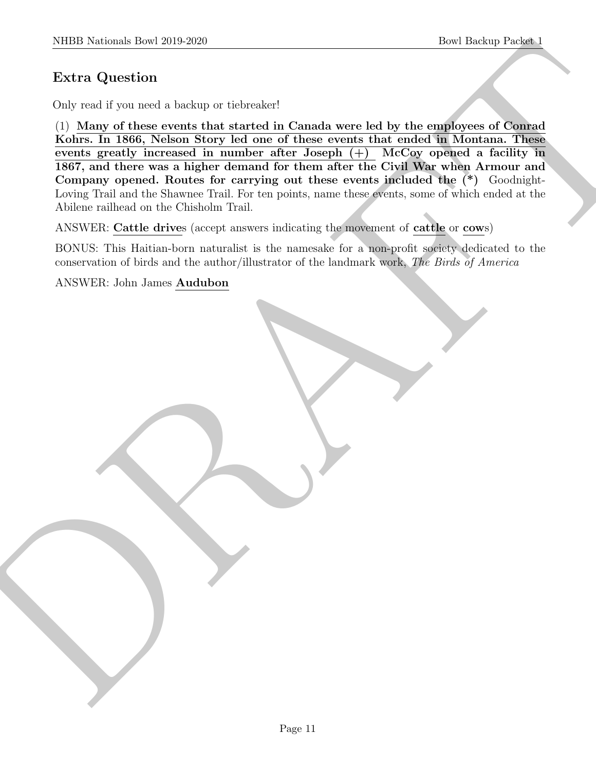## Extra Question

Only read if you need a backup or tiebreaker!

(1) **Many of these events that started in Canada were led by the employees of Conrad Kohrs. In 1866, Nelson Story led one of these events that ended in Montana. These events greatly increased in number after Joseph (+) McCoy opened a facility in 1867, and there was a higher demand for them after the Civil War when Armour and Company opened. Routes for carrying out these events included the (*)** Goodnight-Loving Trail and the Shawnee Trail. For ten points, name these events, some of which ended at the Abilene railhead on the Chisholm Trail.

ANSWER: **Cattle drive**s (accept answers indicating the movement of **cattle** or **cow**s)

BONUS: This Haitian-born naturalist is the namesake for a non-profit society dedicated to the conservation of birds and the author/illustrator of the landmark work, *The Birds of America*

ANSWER: John James **Audubon**